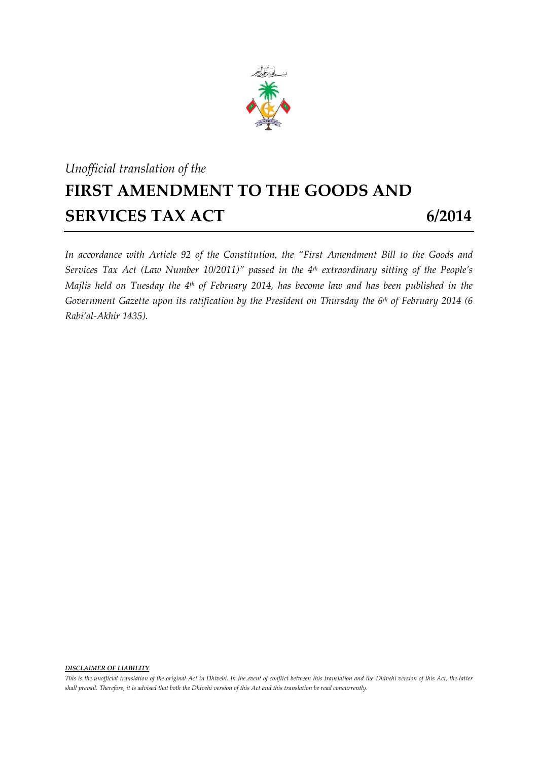*Unofficial translation of the*

# FIRST AMENDMENT TO THE GOODS AND SERVICES TAX ACT 6/2014

*In accordance with Article 92 of the Constitution, the "First Amendment Bill to the Goods and Services Tax Act (Law Number 10/2011)" passed in the 4th extraordinary sitting of the People's Majlis held on Tuesday the 4th of February 2014, has become law and has been published in the Government Gazette upon its ratification by the President on Thursday the 6th of February 2014 (6 Rabi'al-Akhir 1435).*

***DISCLAIMER OF LIABILITY***

*This is the unofficial translation of the original Act in Dhivehi. In the event of conflict between this translation and the Dhivehi version of this Act, the latter shall prevail. Therefore, it is advised that both the Dhivehi version of this Act and this translation be read concurrently.*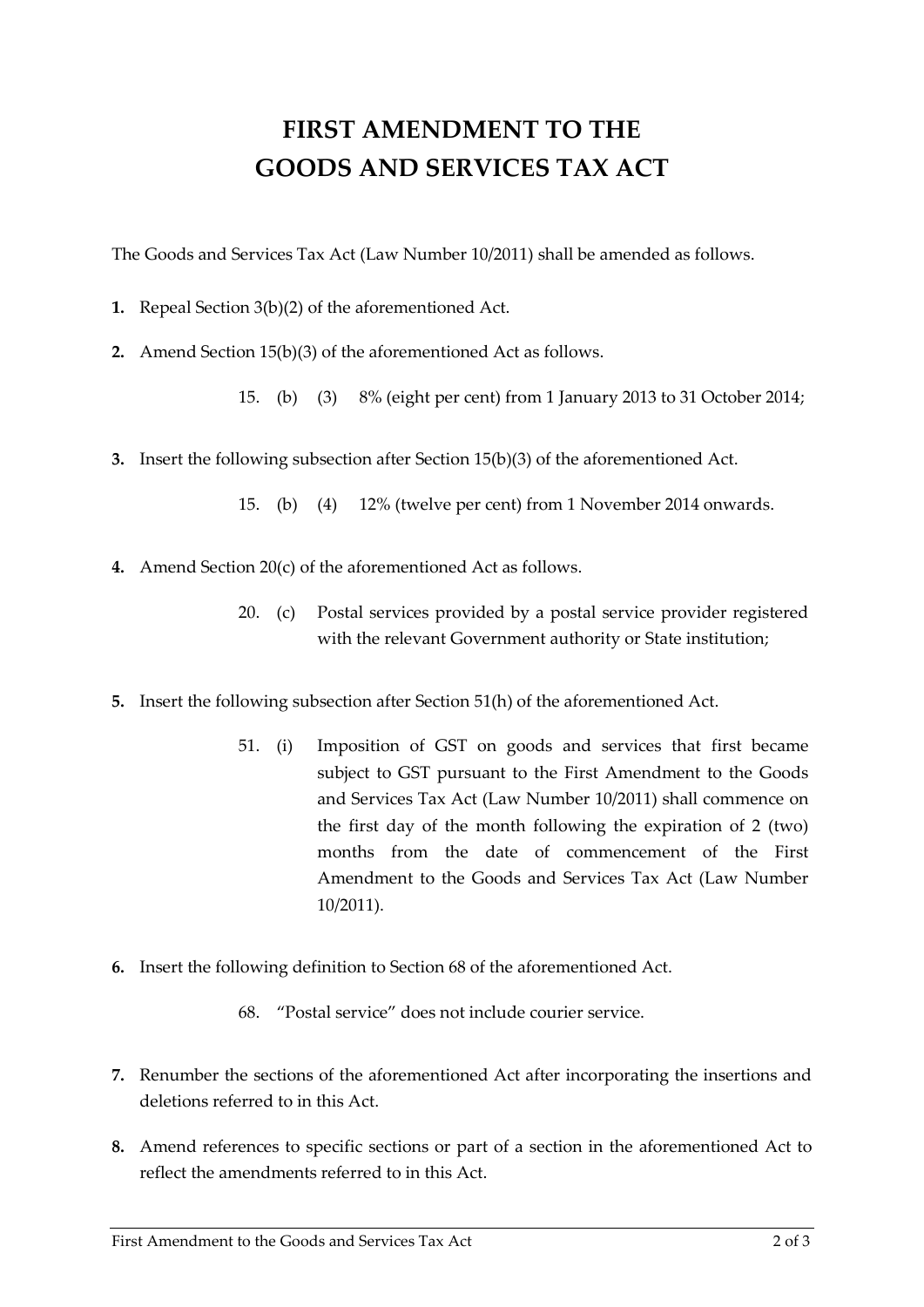# FIRST AMENDMENT TO THE GOODS AND SERVICES TAX ACT

The Goods and Services Tax Act (Law Number 10/2011) shall be amended as follows.

**1.** Repeal Section 3(b)(2) of the aforementioned Act.

**2.** Amend Section 15(b)(3) of the aforementioned Act as follows.

> 15. (b) (3) 8% (eight per cent) from 1 January 2013 to 31 October 2014;

**3.** Insert the following subsection after Section 15(b)(3) of the aforementioned Act.

> 15. (b) (4) 12% (twelve per cent) from 1 November 2014 onwards.

**4.** Amend Section 20(c) of the aforementioned Act as follows.

> 20. (c) Postal services provided by a postal service provider registered with the relevant Government authority or State institution;

**5.** Insert the following subsection after Section 51(h) of the aforementioned Act.

> 51. (i) Imposition of GST on goods and services that first became subject to GST pursuant to the First Amendment to the Goods and Services Tax Act (Law Number 10/2011) shall commence on the first day of the month following the expiration of 2 (two) months from the date of commencement of the First Amendment to the Goods and Services Tax Act (Law Number 10/2011).

**6.** Insert the following definition to Section 68 of the aforementioned Act.

> 68. "Postal service" does not include courier service.

**7.** Renumber the sections of the aforementioned Act after incorporating the insertions and deletions referred to in this Act.

**8.** Amend references to specific sections or part of a section in the aforementioned Act to reflect the amendments referred to in this Act.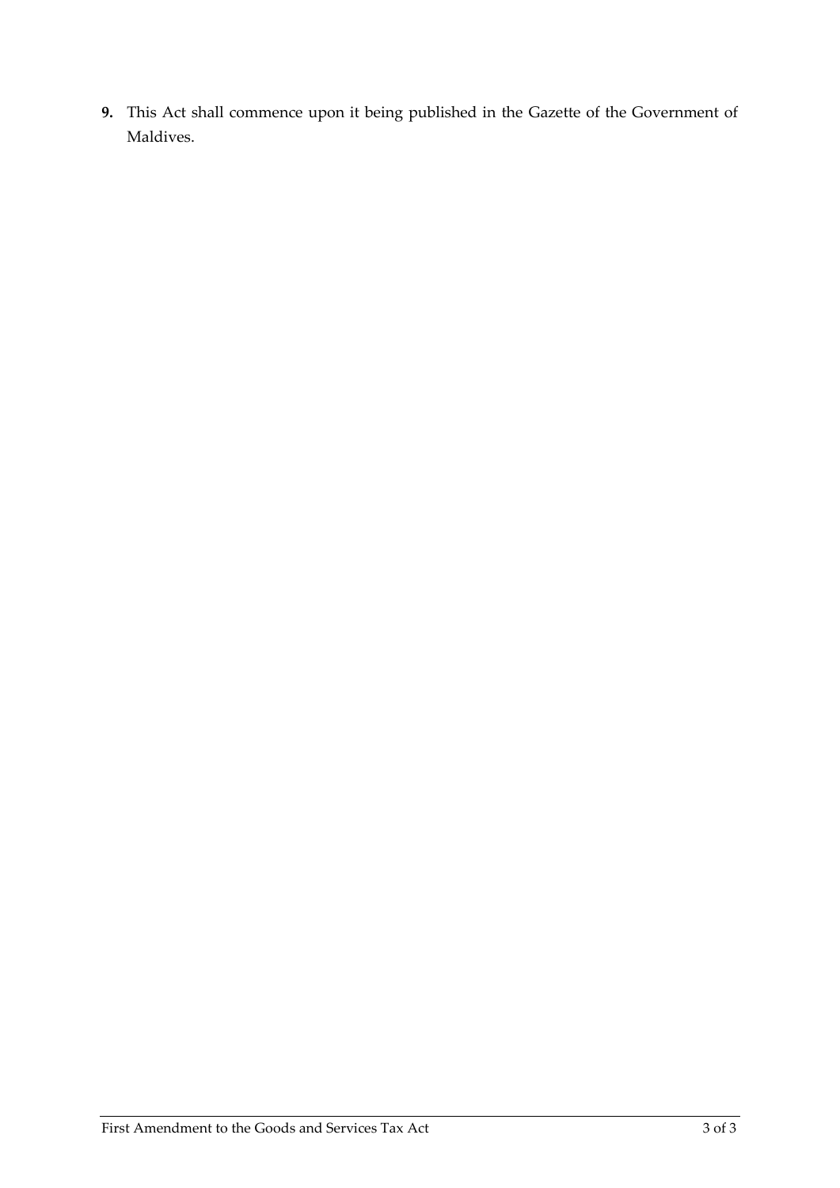**9.** This Act shall commence upon it being published in the Gazette of the Government of Maldives.